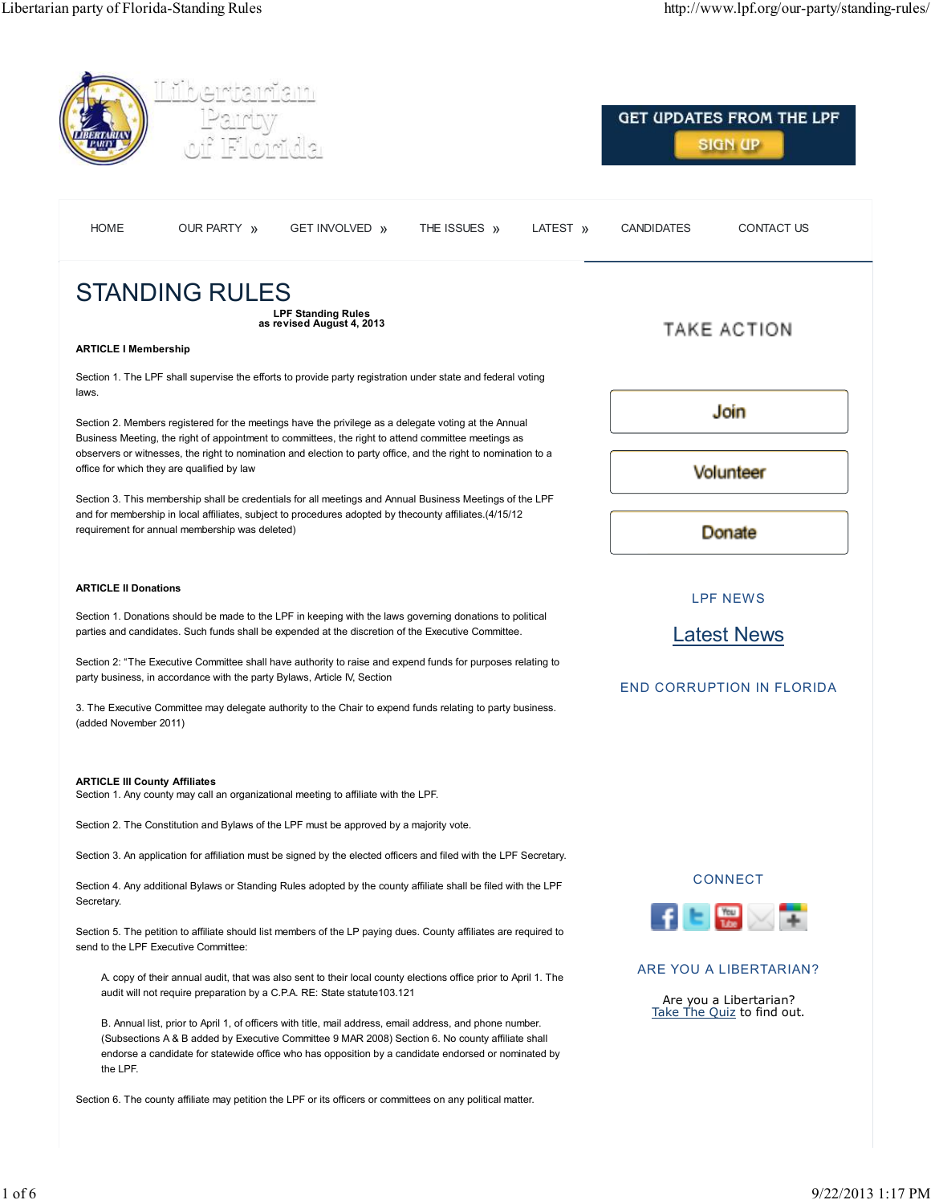# STANDING RULES

**LPF Standing Rules**
**as revised August 4, 2013**

**ARTICLE I Membership**

Section 1. The LPF shall supervise the efforts to provide party registration under state and federal voting laws.

Section 2. Members registered for the meetings have the privilege as a delegate voting at the Annual Business Meeting, the right of appointment to committees, the right to attend committee meetings as observers or witnesses, the right to nomination and election to party office, and the right to nomination to a office for which they are qualified by law

Section 3. This membership shall be credentials for all meetings and Annual Business Meetings of the LPF and for membership in local affiliates, subject to procedures adopted by thecounty affiliates.(4/15/12 requirement for annual membership was deleted)

**ARTICLE II Donations**

Section 1. Donations should be made to the LPF in keeping with the laws governing donations to political parties and candidates. Such funds shall be expended at the discretion of the Executive Committee.

Section 2: "The Executive Committee shall have authority to raise and expend funds for purposes relating to party business, in accordance with the party Bylaws, Article IV, Section

3. The Executive Committee may delegate authority to the Chair to expend funds relating to party business. (added November 2011)

**ARTICLE III County Affiliates**

Section 1. Any county may call an organizational meeting to affiliate with the LPF.

Section 2. The Constitution and Bylaws of the LPF must be approved by a majority vote.

Section 3. An application for affiliation must be signed by the elected officers and filed with the LPF Secretary.

Section 4. Any additional Bylaws or Standing Rules adopted by the county affiliate shall be filed with the LPF Secretary.

Section 5. The petition to affiliate should list members of the LP paying dues. County affiliates are required to send to the LPF Executive Committee:

> A. copy of their annual audit, that was also sent to their local county elections office prior to April 1. The audit will not require preparation by a C.P.A. RE: State statute103.121
>
> B. Annual list, prior to April 1, of officers with title, mail address, email address, and phone number. (Subsections A & B added by Executive Committee 9 MAR 2008) Section 6. No county affiliate shall endorse a candidate for statewide office who has opposition by a candidate endorsed or nominated by the LPF.

Section 6. The county affiliate may petition the LPF or its officers or committees on any political matter.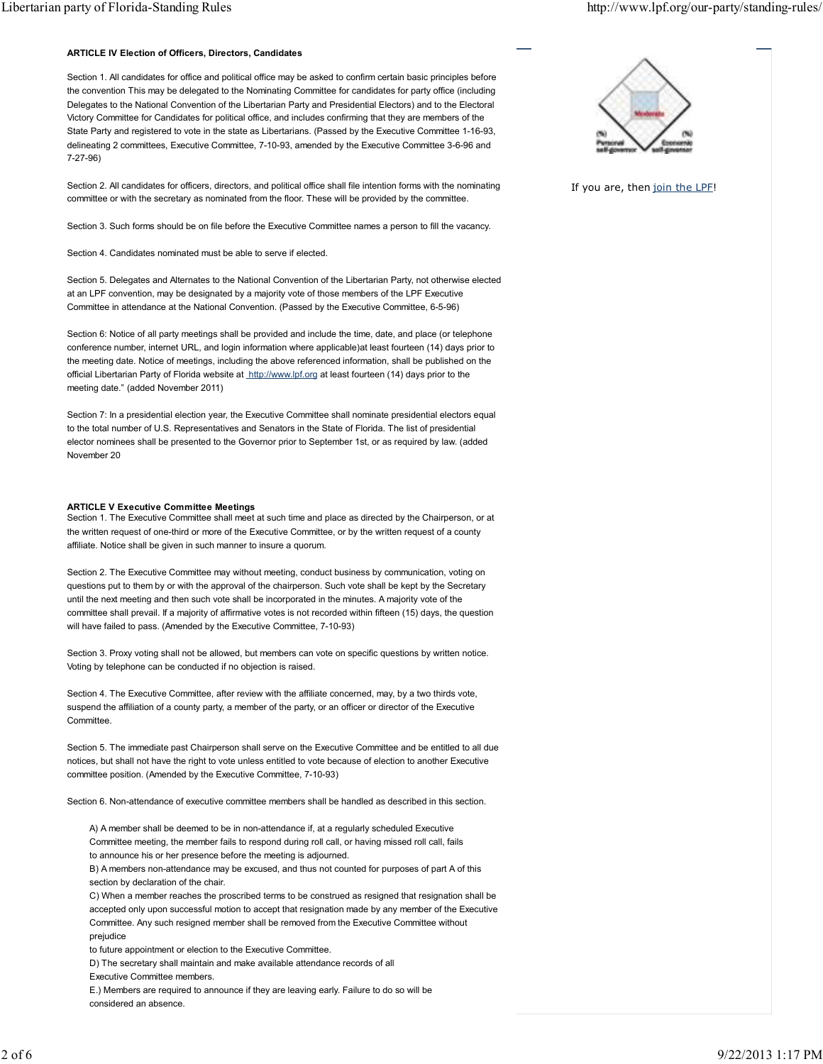**ARTICLE IV Election of Officers, Directors, Candidates**

Section 1. All candidates for office and political office may be asked to confirm certain basic principles before the convention This may be delegated to the Nominating Committee for candidates for party office (including Delegates to the National Convention of the Libertarian Party and Presidential Electors) and to the Electoral Victory Committee for Candidates for political office, and includes confirming that they are members of the State Party and registered to vote in the state as Libertarians. (Passed by the Executive Committee 1-16-93, delineating 2 committees, Executive Committee, 7-10-93, amended by the Executive Committee 3-6-96 and 7-27-96)

Section 2. All candidates for officers, directors, and political office shall file intention forms with the nominating committee or with the secretary as nominated from the floor. These will be provided by the committee.

Section 3. Such forms should be on file before the Executive Committee names a person to fill the vacancy.

Section 4. Candidates nominated must be able to serve if elected.

Section 5. Delegates and Alternates to the National Convention of the Libertarian Party, not otherwise elected at an LPF convention, may be designated by a majority vote of those members of the LPF Executive Committee in attendance at the National Convention. (Passed by the Executive Committee, 6-5-96)

Section 6: Notice of all party meetings shall be provided and include the time, date, and place (or telephone conference number, internet URL, and login information where applicable)at least fourteen (14) days prior to the meeting date. Notice of meetings, including the above referenced information, shall be published on the official Libertarian Party of Florida website at http://www.lpf.org at least fourteen (14) days prior to the meeting date." (added November 2011)

Section 7: In a presidential election year, the Executive Committee shall nominate presidential electors equal to the total number of U.S. Representatives and Senators in the State of Florida. The list of presidential elector nominees shall be presented to the Governor prior to September 1st, or as required by law. (added November 20

**ARTICLE V Executive Committee Meetings**

Section 1. The Executive Committee shall meet at such time and place as directed by the Chairperson, or at the written request of one-third or more of the Executive Committee, or by the written request of a county affiliate. Notice shall be given in such manner to insure a quorum.

Section 2. The Executive Committee may without meeting, conduct business by communication, voting on questions put to them by or with the approval of the chairperson. Such vote shall be kept by the Secretary until the next meeting and then such vote shall be incorporated in the minutes. A majority vote of the committee shall prevail. If a majority of affirmative votes is not recorded within fifteen (15) days, the question will have failed to pass. (Amended by the Executive Committee, 7-10-93)

Section 3. Proxy voting shall not be allowed, but members can vote on specific questions by written notice. Voting by telephone can be conducted if no objection is raised.

Section 4. The Executive Committee, after review with the affiliate concerned, may, by a two thirds vote, suspend the affiliation of a county party, a member of the party, or an officer or director of the Executive Committee.

Section 5. The immediate past Chairperson shall serve on the Executive Committee and be entitled to all due notices, but shall not have the right to vote unless entitled to vote because of election to another Executive committee position. (Amended by the Executive Committee, 7-10-93)

Section 6. Non-attendance of executive committee members shall be handled as described in this section.

A) A member shall be deemed to be in non-attendance if, at a regularly scheduled Executive Committee meeting, the member fails to respond during roll call, or having missed roll call, fails to announce his or her presence before the meeting is adjourned.

B) A members non-attendance may be excused, and thus not counted for purposes of part A of this section by declaration of the chair.

C) When a member reaches the proscribed terms to be construed as resigned that resignation shall be accepted only upon successful motion to accept that resignation made by any member of the Executive Committee. Any such resigned member shall be removed from the Executive Committee without prejudice to future appointment or election to the Executive Committee.

D) The secretary shall maintain and make available attendance records of all Executive Committee members.

E.) Members are required to announce if they are leaving early. Failure to do so will be considered an absence.

If you are, then join the LPF!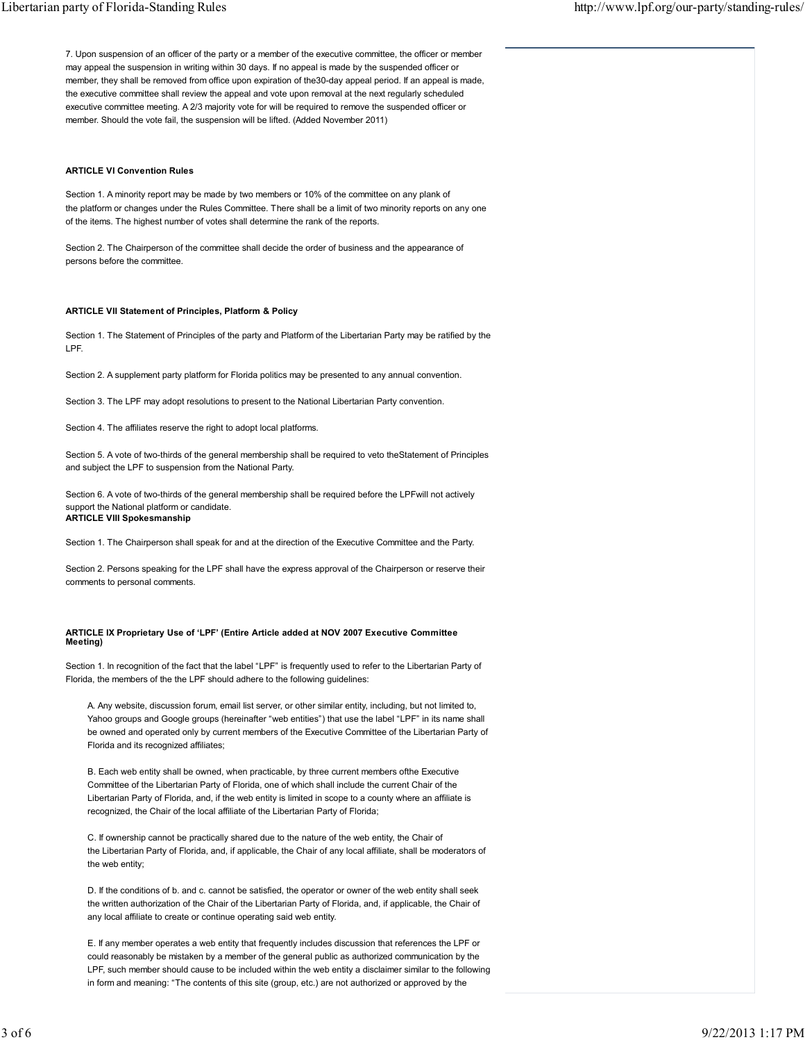7. Upon suspension of an officer of the party or a member of the executive committee, the officer or member may appeal the suspension in writing within 30 days. If no appeal is made by the suspended officer or member, they shall be removed from office upon expiration of the30-day appeal period. If an appeal is made, the executive committee shall review the appeal and vote upon removal at the next regularly scheduled executive committee meeting. A 2/3 majority vote for will be required to remove the suspended officer or member. Should the vote fail, the suspension will be lifted. (Added November 2011)

**ARTICLE VI Convention Rules**

Section 1. A minority report may be made by two members or 10% of the committee on any plank of the platform or changes under the Rules Committee. There shall be a limit of two minority reports on any one of the items. The highest number of votes shall determine the rank of the reports.

Section 2. The Chairperson of the committee shall decide the order of business and the appearance of persons before the committee.

**ARTICLE VII Statement of Principles, Platform & Policy**

Section 1. The Statement of Principles of the party and Platform of the Libertarian Party may be ratified by the LPF.

Section 2. A supplement party platform for Florida politics may be presented to any annual convention.

Section 3. The LPF may adopt resolutions to present to the National Libertarian Party convention.

Section 4. The affiliates reserve the right to adopt local platforms.

Section 5. A vote of two-thirds of the general membership shall be required to veto theStatement of Principles and subject the LPF to suspension from the National Party.

Section 6. A vote of two-thirds of the general membership shall be required before the LPFwill not actively support the National platform or candidate.

**ARTICLE VIII Spokesmanship**

Section 1. The Chairperson shall speak for and at the direction of the Executive Committee and the Party.

Section 2. Persons speaking for the LPF shall have the express approval of the Chairperson or reserve their comments to personal comments.

**ARTICLE IX Proprietary Use of 'LPF' (Entire Article added at NOV 2007 Executive Committee Meeting)**

Section 1. In recognition of the fact that the label "LPF" is frequently used to refer to the Libertarian Party of Florida, the members of the the LPF should adhere to the following guidelines:

A. Any website, discussion forum, email list server, or other similar entity, including, but not limited to, Yahoo groups and Google groups (hereinafter "web entities") that use the label "LPF" in its name shall be owned and operated only by current members of the Executive Committee of the Libertarian Party of Florida and its recognized affiliates;

B. Each web entity shall be owned, when practicable, by three current members ofthe Executive Committee of the Libertarian Party of Florida, one of which shall include the current Chair of the Libertarian Party of Florida, and, if the web entity is limited in scope to a county where an affiliate is recognized, the Chair of the local affiliate of the Libertarian Party of Florida;

C. If ownership cannot be practically shared due to the nature of the web entity, the Chair of the Libertarian Party of Florida, and, if applicable, the Chair of any local affiliate, shall be moderators of the web entity;

D. If the conditions of b. and c. cannot be satisfied, the operator or owner of the web entity shall seek the written authorization of the Chair of the Libertarian Party of Florida, and, if applicable, the Chair of any local affiliate to create or continue operating said web entity.

E. If any member operates a web entity that frequently includes discussion that references the LPF or could reasonably be mistaken by a member of the general public as authorized communication by the LPF, such member should cause to be included within the web entity a disclaimer similar to the following in form and meaning: "The contents of this site (group, etc.) are not authorized or approved by the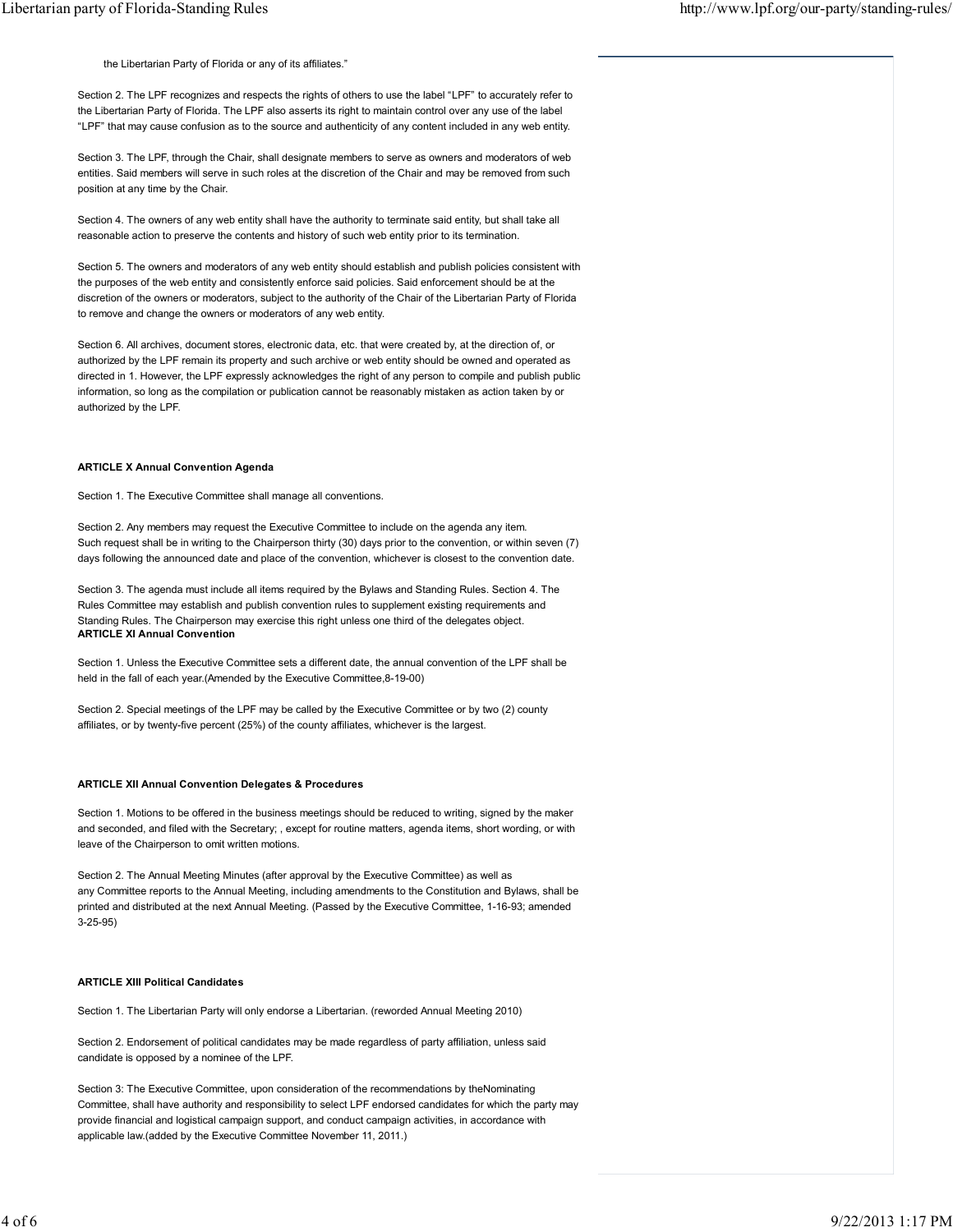the Libertarian Party of Florida or any of its affiliates."

Section 2. The LPF recognizes and respects the rights of others to use the label "LPF" to accurately refer to the Libertarian Party of Florida. The LPF also asserts its right to maintain control over any use of the label "LPF" that may cause confusion as to the source and authenticity of any content included in any web entity.

Section 3. The LPF, through the Chair, shall designate members to serve as owners and moderators of web entities. Said members will serve in such roles at the discretion of the Chair and may be removed from such position at any time by the Chair.

Section 4. The owners of any web entity shall have the authority to terminate said entity, but shall take all reasonable action to preserve the contents and history of such web entity prior to its termination.

Section 5. The owners and moderators of any web entity should establish and publish policies consistent with the purposes of the web entity and consistently enforce said policies. Said enforcement should be at the discretion of the owners or moderators, subject to the authority of the Chair of the Libertarian Party of Florida to remove and change the owners or moderators of any web entity.

Section 6. All archives, document stores, electronic data, etc. that were created by, at the direction of, or authorized by the LPF remain its property and such archive or web entity should be owned and operated as directed in 1. However, the LPF expressly acknowledges the right of any person to compile and publish public information, so long as the compilation or publication cannot be reasonably mistaken as action taken by or authorized by the LPF.

**ARTICLE X Annual Convention Agenda**

Section 1. The Executive Committee shall manage all conventions.

Section 2. Any members may request the Executive Committee to include on the agenda any item. Such request shall be in writing to the Chairperson thirty (30) days prior to the convention, or within seven (7) days following the announced date and place of the convention, whichever is closest to the convention date.

Section 3. The agenda must include all items required by the Bylaws and Standing Rules. Section 4. The Rules Committee may establish and publish convention rules to supplement existing requirements and Standing Rules. The Chairperson may exercise this right unless one third of the delegates object.

**ARTICLE XI Annual Convention**

Section 1. Unless the Executive Committee sets a different date, the annual convention of the LPF shall be held in the fall of each year.(Amended by the Executive Committee,8-19-00)

Section 2. Special meetings of the LPF may be called by the Executive Committee or by two (2) county affiliates, or by twenty-five percent (25%) of the county affiliates, whichever is the largest.

**ARTICLE XII Annual Convention Delegates & Procedures**

Section 1. Motions to be offered in the business meetings should be reduced to writing, signed by the maker and seconded, and filed with the Secretary; , except for routine matters, agenda items, short wording, or with leave of the Chairperson to omit written motions.

Section 2. The Annual Meeting Minutes (after approval by the Executive Committee) as well as any Committee reports to the Annual Meeting, including amendments to the Constitution and Bylaws, shall be printed and distributed at the next Annual Meeting. (Passed by the Executive Committee, 1-16-93; amended 3-25-95)

**ARTICLE XIII Political Candidates**

Section 1. The Libertarian Party will only endorse a Libertarian. (reworded Annual Meeting 2010)

Section 2. Endorsement of political candidates may be made regardless of party affiliation, unless said candidate is opposed by a nominee of the LPF.

Section 3: The Executive Committee, upon consideration of the recommendations by theNominating Committee, shall have authority and responsibility to select LPF endorsed candidates for which the party may provide financial and logistical campaign support, and conduct campaign activities, in accordance with applicable law.(added by the Executive Committee November 11, 2011.)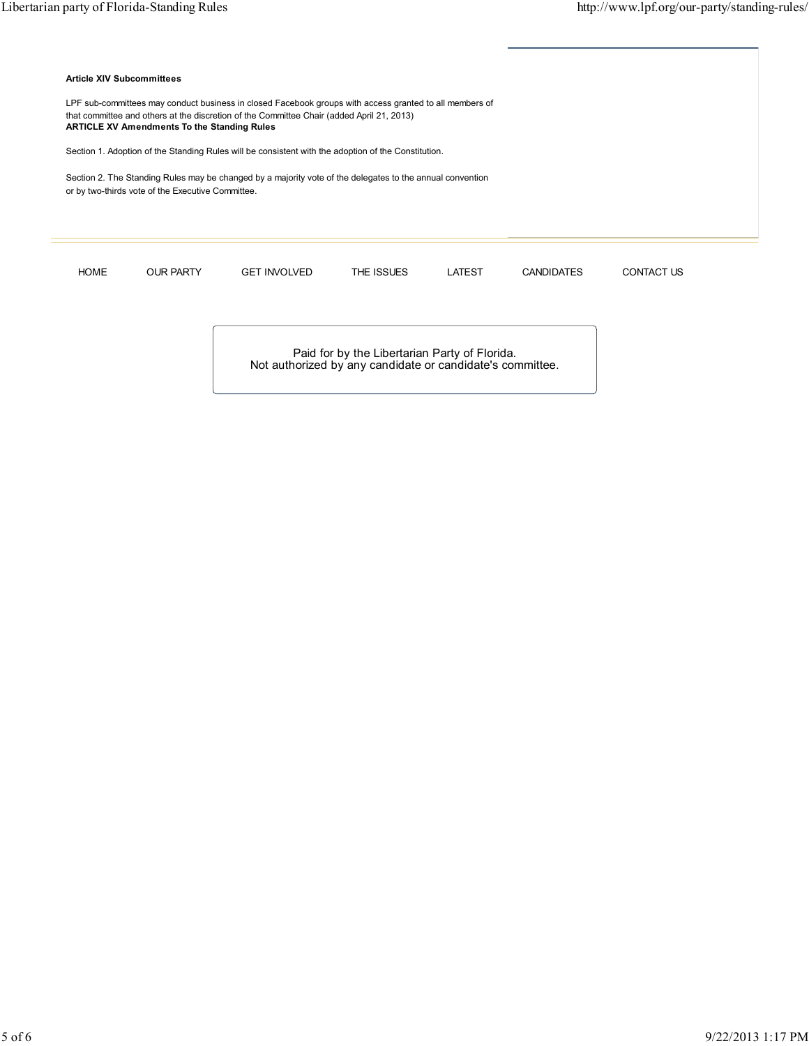**Article XIV Subcommittees**

LPF sub-committees may conduct business in closed Facebook groups with access granted to all members of that committee and others at the discretion of the Committee Chair (added April 21, 2013)

**ARTICLE XV Amendments To the Standing Rules**

Section 1. Adoption of the Standing Rules will be consistent with the adoption of the Constitution.

Section 2. The Standing Rules may be changed by a majority vote of the delegates to the annual convention or by two-thirds vote of the Executive Committee.

HOME OUR PARTY GET INVOLVED THE ISSUES LATEST CANDIDATES CONTACT US

Paid for by the Libertarian Party of Florida.
Not authorized by any candidate or candidate's committee.